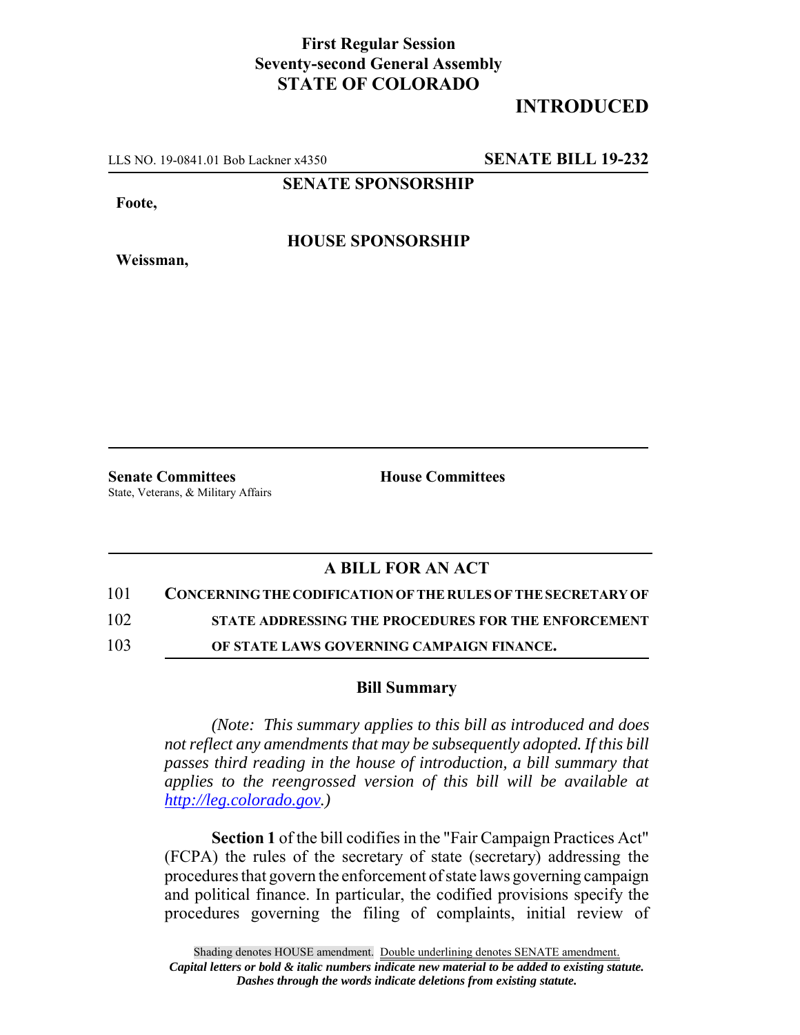**First Regular Session**
**Seventy-second General Assembly**
**STATE OF COLORADO**

# INTRODUCED

LLS NO. 19-0841.01 Bob Lackner x4350 **SENATE BILL 19-232**

**SENATE SPONSORSHIP**

**Foote,**

**HOUSE SPONSORSHIP**

**Weissman,**

**Senate Committees**
State, Veterans, & Military Affairs

**House Committees**

## A BILL FOR AN ACT

101 **CONCERNING THE CODIFICATION OF THE RULES OF THE SECRETARY OF**
102 **STATE ADDRESSING THE PROCEDURES FOR THE ENFORCEMENT**
103 **OF STATE LAWS GOVERNING CAMPAIGN FINANCE.**

### Bill Summary

*(Note: This summary applies to this bill as introduced and does not reflect any amendments that may be subsequently adopted. If this bill passes third reading in the house of introduction, a bill summary that applies to the reengrossed version of this bill will be available at http://leg.colorado.gov.)*

**Section 1** of the bill codifies in the "Fair Campaign Practices Act" (FCPA) the rules of the secretary of state (secretary) addressing the procedures that govern the enforcement of state laws governing campaign and political finance. In particular, the codified provisions specify the procedures governing the filing of complaints, initial review of

Shading denotes HOUSE amendment. Double underlining denotes SENATE amendment.
*Capital letters or bold & italic numbers indicate new material to be added to existing statute.*
*Dashes through the words indicate deletions from existing statute.*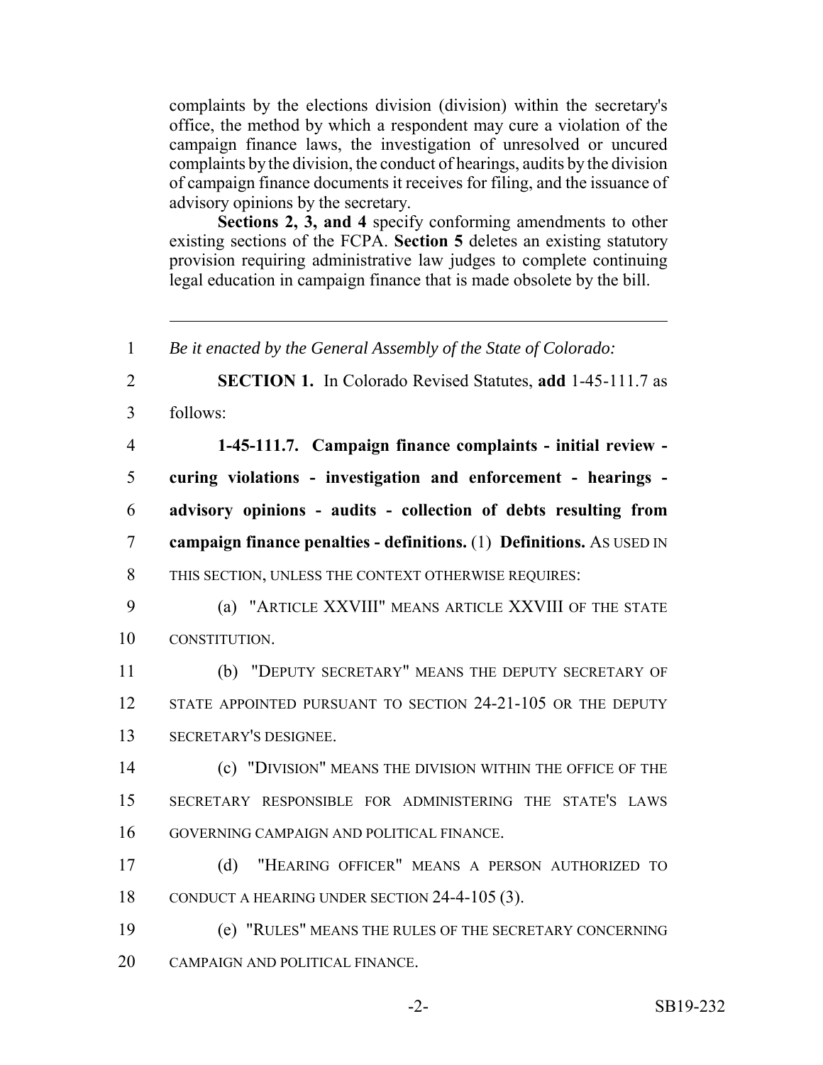complaints by the elections division (division) within the secretary's office, the method by which a respondent may cure a violation of the campaign finance laws, the investigation of unresolved or uncured complaints by the division, the conduct of hearings, audits by the division of campaign finance documents it receives for filing, and the issuance of advisory opinions by the secretary.

**Sections 2, 3, and 4** specify conforming amendments to other existing sections of the FCPA. **Section 5** deletes an existing statutory provision requiring administrative law judges to complete continuing legal education in campaign finance that is made obsolete by the bill.

---

1 *Be it enacted by the General Assembly of the State of Colorado:*

2 **SECTION 1.** In Colorado Revised Statutes, **add** 1-45-111.7 as
3 follows:

4 **1-45-111.7. Campaign finance complaints - initial review -**
5 **curing violations - investigation and enforcement - hearings -**
6 **advisory opinions - audits - collection of debts resulting from**
7 **campaign finance penalties - definitions.** (1) **Definitions.** AS USED IN
8 THIS SECTION, UNLESS THE CONTEXT OTHERWISE REQUIRES:

9 (a) "ARTICLE XXVIII" MEANS ARTICLE XXVIII OF THE STATE
10 CONSTITUTION.

11 (b) "DEPUTY SECRETARY" MEANS THE DEPUTY SECRETARY OF
12 STATE APPOINTED PURSUANT TO SECTION 24-21-105 OR THE DEPUTY
13 SECRETARY'S DESIGNEE.

14 (c) "DIVISION" MEANS THE DIVISION WITHIN THE OFFICE OF THE
15 SECRETARY RESPONSIBLE FOR ADMINISTERING THE STATE'S LAWS
16 GOVERNING CAMPAIGN AND POLITICAL FINANCE.

17 (d) "HEARING OFFICER" MEANS A PERSON AUTHORIZED TO
18 CONDUCT A HEARING UNDER SECTION 24-4-105 (3).

19 (e) "RULES" MEANS THE RULES OF THE SECRETARY CONCERNING
20 CAMPAIGN AND POLITICAL FINANCE.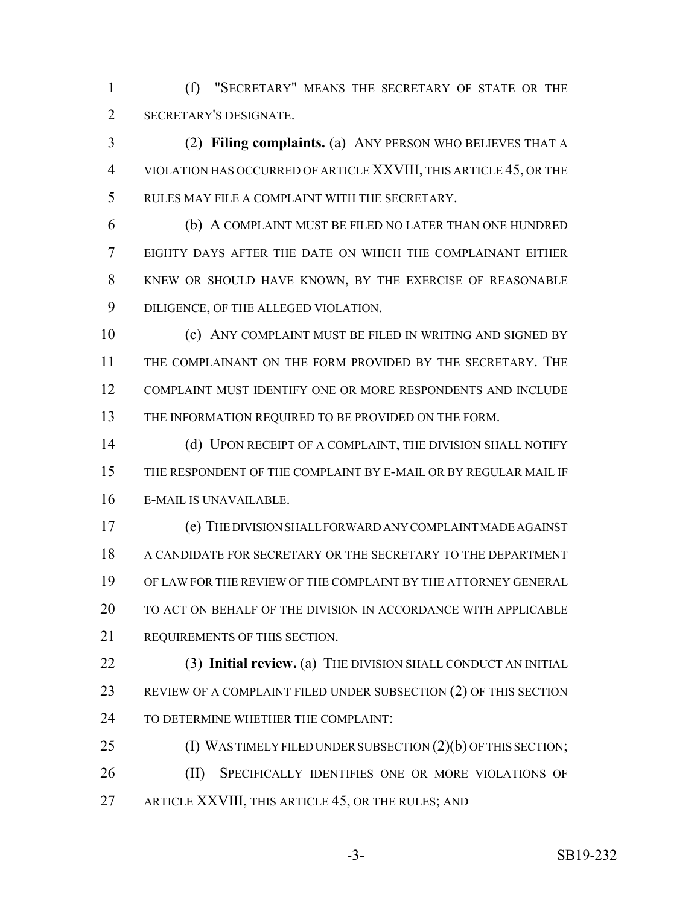(f) "SECRETARY" MEANS THE SECRETARY OF STATE OR THE SECRETARY'S DESIGNATE.

(2) **Filing complaints.** (a) ANY PERSON WHO BELIEVES THAT A VIOLATION HAS OCCURRED OF ARTICLE XXVIII, THIS ARTICLE 45, OR THE RULES MAY FILE A COMPLAINT WITH THE SECRETARY.

(b) A COMPLAINT MUST BE FILED NO LATER THAN ONE HUNDRED EIGHTY DAYS AFTER THE DATE ON WHICH THE COMPLAINANT EITHER KNEW OR SHOULD HAVE KNOWN, BY THE EXERCISE OF REASONABLE DILIGENCE, OF THE ALLEGED VIOLATION.

(c) ANY COMPLAINT MUST BE FILED IN WRITING AND SIGNED BY THE COMPLAINANT ON THE FORM PROVIDED BY THE SECRETARY. THE COMPLAINT MUST IDENTIFY ONE OR MORE RESPONDENTS AND INCLUDE THE INFORMATION REQUIRED TO BE PROVIDED ON THE FORM.

(d) UPON RECEIPT OF A COMPLAINT, THE DIVISION SHALL NOTIFY THE RESPONDENT OF THE COMPLAINT BY E-MAIL OR BY REGULAR MAIL IF E-MAIL IS UNAVAILABLE.

(e) THE DIVISION SHALL FORWARD ANY COMPLAINT MADE AGAINST A CANDIDATE FOR SECRETARY OR THE SECRETARY TO THE DEPARTMENT OF LAW FOR THE REVIEW OF THE COMPLAINT BY THE ATTORNEY GENERAL TO ACT ON BEHALF OF THE DIVISION IN ACCORDANCE WITH APPLICABLE REQUIREMENTS OF THIS SECTION.

(3) **Initial review.** (a) THE DIVISION SHALL CONDUCT AN INITIAL REVIEW OF A COMPLAINT FILED UNDER SUBSECTION (2) OF THIS SECTION TO DETERMINE WHETHER THE COMPLAINT:

(I) WAS TIMELY FILED UNDER SUBSECTION (2)(b) OF THIS SECTION;

(II) SPECIFICALLY IDENTIFIES ONE OR MORE VIOLATIONS OF ARTICLE XXVIII, THIS ARTICLE 45, OR THE RULES; AND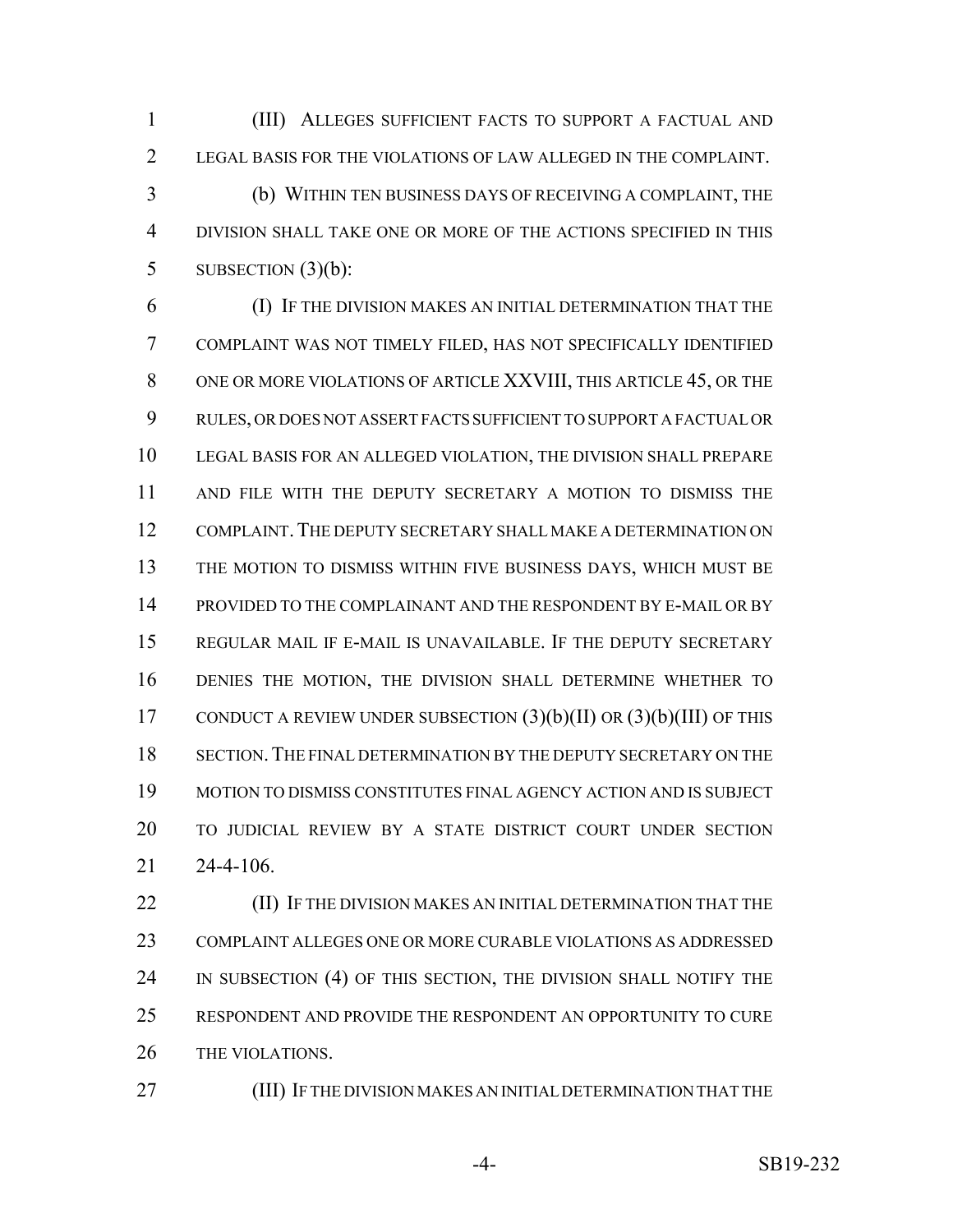(III) ALLEGES SUFFICIENT FACTS TO SUPPORT A FACTUAL AND LEGAL BASIS FOR THE VIOLATIONS OF LAW ALLEGED IN THE COMPLAINT.

(b) WITHIN TEN BUSINESS DAYS OF RECEIVING A COMPLAINT, THE DIVISION SHALL TAKE ONE OR MORE OF THE ACTIONS SPECIFIED IN THIS SUBSECTION (3)(b):

(I) IF THE DIVISION MAKES AN INITIAL DETERMINATION THAT THE COMPLAINT WAS NOT TIMELY FILED, HAS NOT SPECIFICALLY IDENTIFIED ONE OR MORE VIOLATIONS OF ARTICLE XXVIII, THIS ARTICLE 45, OR THE RULES, OR DOES NOT ASSERT FACTS SUFFICIENT TO SUPPORT A FACTUAL OR LEGAL BASIS FOR AN ALLEGED VIOLATION, THE DIVISION SHALL PREPARE AND FILE WITH THE DEPUTY SECRETARY A MOTION TO DISMISS THE COMPLAINT. THE DEPUTY SECRETARY SHALL MAKE A DETERMINATION ON THE MOTION TO DISMISS WITHIN FIVE BUSINESS DAYS, WHICH MUST BE PROVIDED TO THE COMPLAINANT AND THE RESPONDENT BY E-MAIL OR BY REGULAR MAIL IF E-MAIL IS UNAVAILABLE. IF THE DEPUTY SECRETARY DENIES THE MOTION, THE DIVISION SHALL DETERMINE WHETHER TO CONDUCT A REVIEW UNDER SUBSECTION (3)(b)(II) OR (3)(b)(III) OF THIS SECTION. THE FINAL DETERMINATION BY THE DEPUTY SECRETARY ON THE MOTION TO DISMISS CONSTITUTES FINAL AGENCY ACTION AND IS SUBJECT TO JUDICIAL REVIEW BY A STATE DISTRICT COURT UNDER SECTION 24-4-106.

(II) IF THE DIVISION MAKES AN INITIAL DETERMINATION THAT THE COMPLAINT ALLEGES ONE OR MORE CURABLE VIOLATIONS AS ADDRESSED IN SUBSECTION (4) OF THIS SECTION, THE DIVISION SHALL NOTIFY THE RESPONDENT AND PROVIDE THE RESPONDENT AN OPPORTUNITY TO CURE THE VIOLATIONS.

(III) IF THE DIVISION MAKES AN INITIAL DETERMINATION THAT THE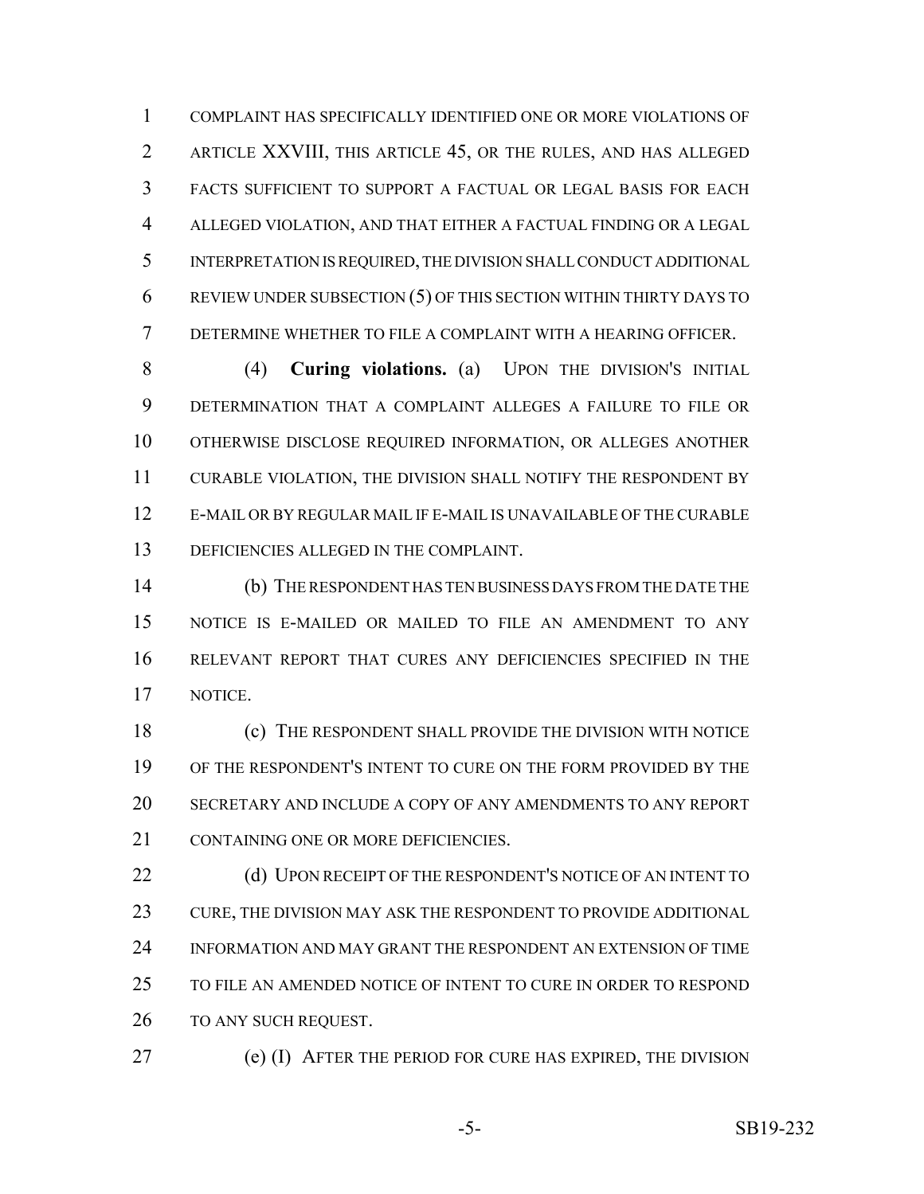COMPLAINT HAS SPECIFICALLY IDENTIFIED ONE OR MORE VIOLATIONS OF ARTICLE XXVIII, THIS ARTICLE 45, OR THE RULES, AND HAS ALLEGED FACTS SUFFICIENT TO SUPPORT A FACTUAL OR LEGAL BASIS FOR EACH ALLEGED VIOLATION, AND THAT EITHER A FACTUAL FINDING OR A LEGAL INTERPRETATION IS REQUIRED, THE DIVISION SHALL CONDUCT ADDITIONAL REVIEW UNDER SUBSECTION (5) OF THIS SECTION WITHIN THIRTY DAYS TO DETERMINE WHETHER TO FILE A COMPLAINT WITH A HEARING OFFICER.

(4) **Curing violations.** (a) UPON THE DIVISION'S INITIAL DETERMINATION THAT A COMPLAINT ALLEGES A FAILURE TO FILE OR OTHERWISE DISCLOSE REQUIRED INFORMATION, OR ALLEGES ANOTHER CURABLE VIOLATION, THE DIVISION SHALL NOTIFY THE RESPONDENT BY E-MAIL OR BY REGULAR MAIL IF E-MAIL IS UNAVAILABLE OF THE CURABLE DEFICIENCIES ALLEGED IN THE COMPLAINT.

(b) THE RESPONDENT HAS TEN BUSINESS DAYS FROM THE DATE THE NOTICE IS E-MAILED OR MAILED TO FILE AN AMENDMENT TO ANY RELEVANT REPORT THAT CURES ANY DEFICIENCIES SPECIFIED IN THE NOTICE.

(c) THE RESPONDENT SHALL PROVIDE THE DIVISION WITH NOTICE OF THE RESPONDENT'S INTENT TO CURE ON THE FORM PROVIDED BY THE SECRETARY AND INCLUDE A COPY OF ANY AMENDMENTS TO ANY REPORT CONTAINING ONE OR MORE DEFICIENCIES.

(d) UPON RECEIPT OF THE RESPONDENT'S NOTICE OF AN INTENT TO CURE, THE DIVISION MAY ASK THE RESPONDENT TO PROVIDE ADDITIONAL INFORMATION AND MAY GRANT THE RESPONDENT AN EXTENSION OF TIME TO FILE AN AMENDED NOTICE OF INTENT TO CURE IN ORDER TO RESPOND TO ANY SUCH REQUEST.

(e) (I) AFTER THE PERIOD FOR CURE HAS EXPIRED, THE DIVISION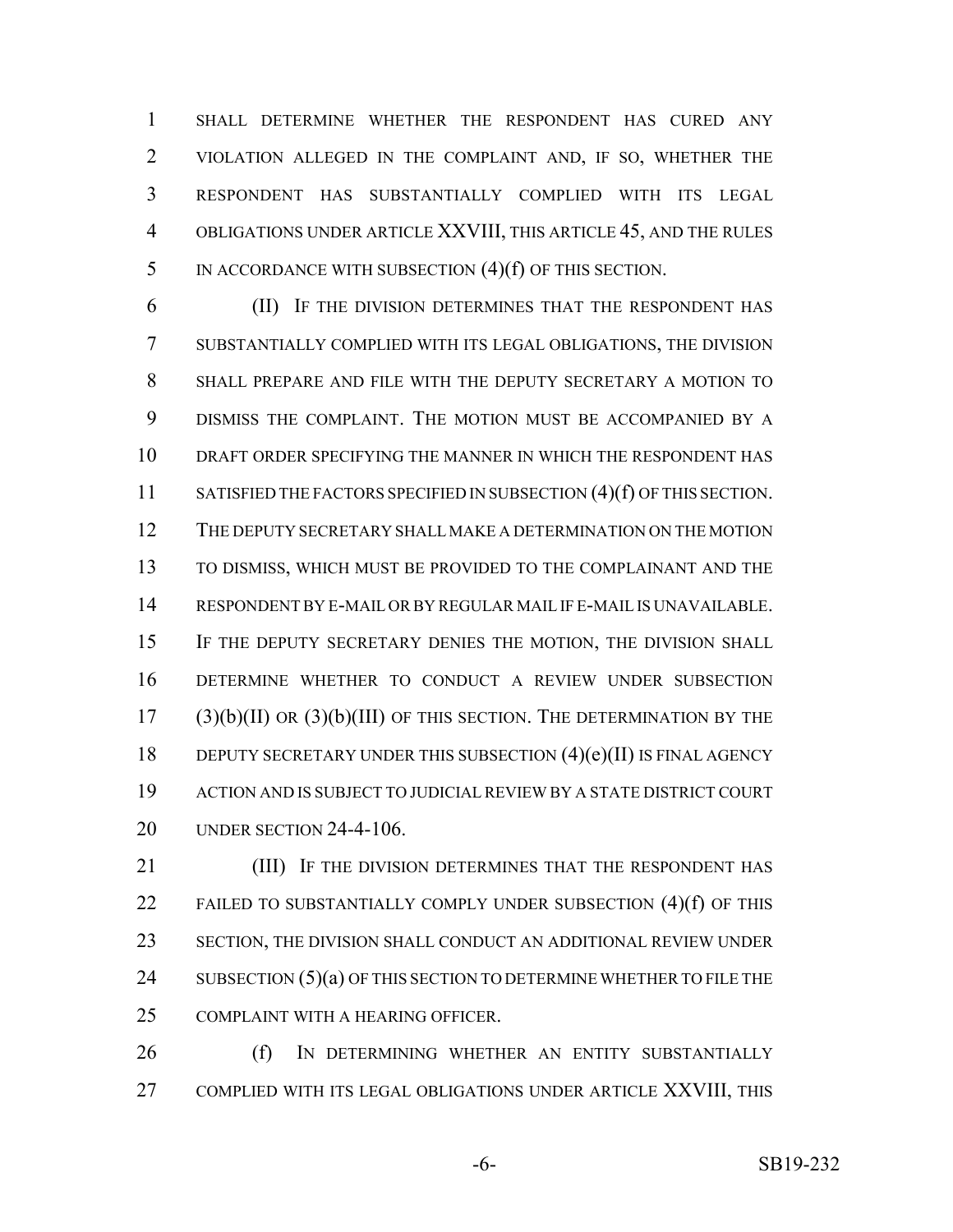SHALL DETERMINE WHETHER THE RESPONDENT HAS CURED ANY VIOLATION ALLEGED IN THE COMPLAINT AND, IF SO, WHETHER THE RESPONDENT HAS SUBSTANTIALLY COMPLIED WITH ITS LEGAL OBLIGATIONS UNDER ARTICLE XXVIII, THIS ARTICLE 45, AND THE RULES IN ACCORDANCE WITH SUBSECTION (4)(f) OF THIS SECTION.

(II) IF THE DIVISION DETERMINES THAT THE RESPONDENT HAS SUBSTANTIALLY COMPLIED WITH ITS LEGAL OBLIGATIONS, THE DIVISION SHALL PREPARE AND FILE WITH THE DEPUTY SECRETARY A MOTION TO DISMISS THE COMPLAINT. THE MOTION MUST BE ACCOMPANIED BY A DRAFT ORDER SPECIFYING THE MANNER IN WHICH THE RESPONDENT HAS SATISFIED THE FACTORS SPECIFIED IN SUBSECTION (4)(f) OF THIS SECTION. THE DEPUTY SECRETARY SHALL MAKE A DETERMINATION ON THE MOTION TO DISMISS, WHICH MUST BE PROVIDED TO THE COMPLAINANT AND THE RESPONDENT BY E-MAIL OR BY REGULAR MAIL IF E-MAIL IS UNAVAILABLE. IF THE DEPUTY SECRETARY DENIES THE MOTION, THE DIVISION SHALL DETERMINE WHETHER TO CONDUCT A REVIEW UNDER SUBSECTION (3)(b)(II) OR (3)(b)(III) OF THIS SECTION. THE DETERMINATION BY THE DEPUTY SECRETARY UNDER THIS SUBSECTION (4)(e)(II) IS FINAL AGENCY ACTION AND IS SUBJECT TO JUDICIAL REVIEW BY A STATE DISTRICT COURT UNDER SECTION 24-4-106.

(III) IF THE DIVISION DETERMINES THAT THE RESPONDENT HAS FAILED TO SUBSTANTIALLY COMPLY UNDER SUBSECTION (4)(f) OF THIS SECTION, THE DIVISION SHALL CONDUCT AN ADDITIONAL REVIEW UNDER SUBSECTION (5)(a) OF THIS SECTION TO DETERMINE WHETHER TO FILE THE COMPLAINT WITH A HEARING OFFICER.

(f) IN DETERMINING WHETHER AN ENTITY SUBSTANTIALLY COMPLIED WITH ITS LEGAL OBLIGATIONS UNDER ARTICLE XXVIII, THIS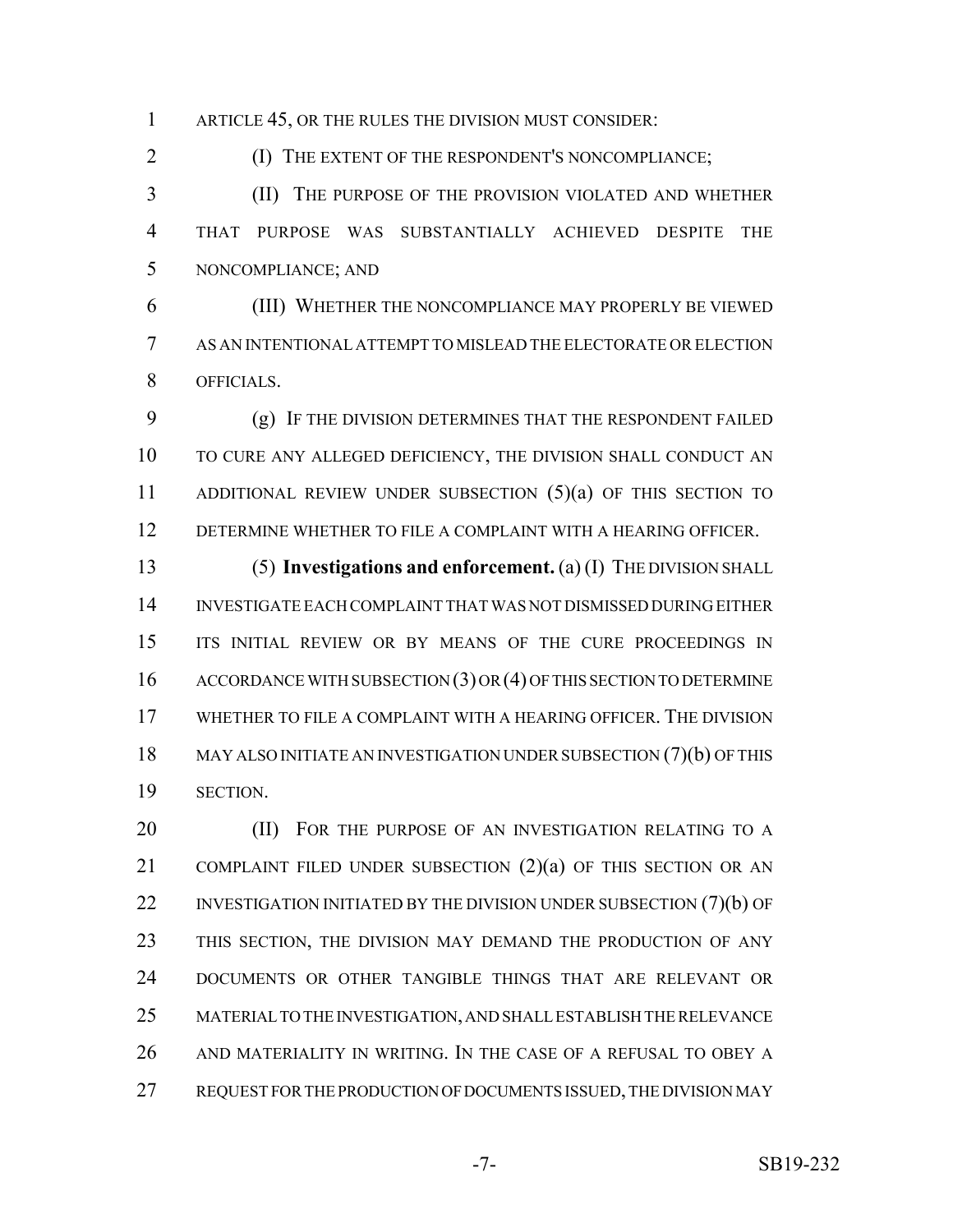ARTICLE 45, OR THE RULES THE DIVISION MUST CONSIDER:

(I) THE EXTENT OF THE RESPONDENT'S NONCOMPLIANCE;

(II) THE PURPOSE OF THE PROVISION VIOLATED AND WHETHER THAT PURPOSE WAS SUBSTANTIALLY ACHIEVED DESPITE THE NONCOMPLIANCE; AND

(III) WHETHER THE NONCOMPLIANCE MAY PROPERLY BE VIEWED AS AN INTENTIONAL ATTEMPT TO MISLEAD THE ELECTORATE OR ELECTION OFFICIALS.

(g) IF THE DIVISION DETERMINES THAT THE RESPONDENT FAILED TO CURE ANY ALLEGED DEFICIENCY, THE DIVISION SHALL CONDUCT AN ADDITIONAL REVIEW UNDER SUBSECTION (5)(a) OF THIS SECTION TO DETERMINE WHETHER TO FILE A COMPLAINT WITH A HEARING OFFICER.

(5) **Investigations and enforcement.** (a) (I) THE DIVISION SHALL INVESTIGATE EACH COMPLAINT THAT WAS NOT DISMISSED DURING EITHER ITS INITIAL REVIEW OR BY MEANS OF THE CURE PROCEEDINGS IN ACCORDANCE WITH SUBSECTION (3) OR (4) OF THIS SECTION TO DETERMINE WHETHER TO FILE A COMPLAINT WITH A HEARING OFFICER. THE DIVISION MAY ALSO INITIATE AN INVESTIGATION UNDER SUBSECTION (7)(b) OF THIS SECTION.

(II) FOR THE PURPOSE OF AN INVESTIGATION RELATING TO A COMPLAINT FILED UNDER SUBSECTION (2)(a) OF THIS SECTION OR AN INVESTIGATION INITIATED BY THE DIVISION UNDER SUBSECTION (7)(b) OF THIS SECTION, THE DIVISION MAY DEMAND THE PRODUCTION OF ANY DOCUMENTS OR OTHER TANGIBLE THINGS THAT ARE RELEVANT OR MATERIAL TO THE INVESTIGATION, AND SHALL ESTABLISH THE RELEVANCE AND MATERIALITY IN WRITING. IN THE CASE OF A REFUSAL TO OBEY A REQUEST FOR THE PRODUCTION OF DOCUMENTS ISSUED, THE DIVISION MAY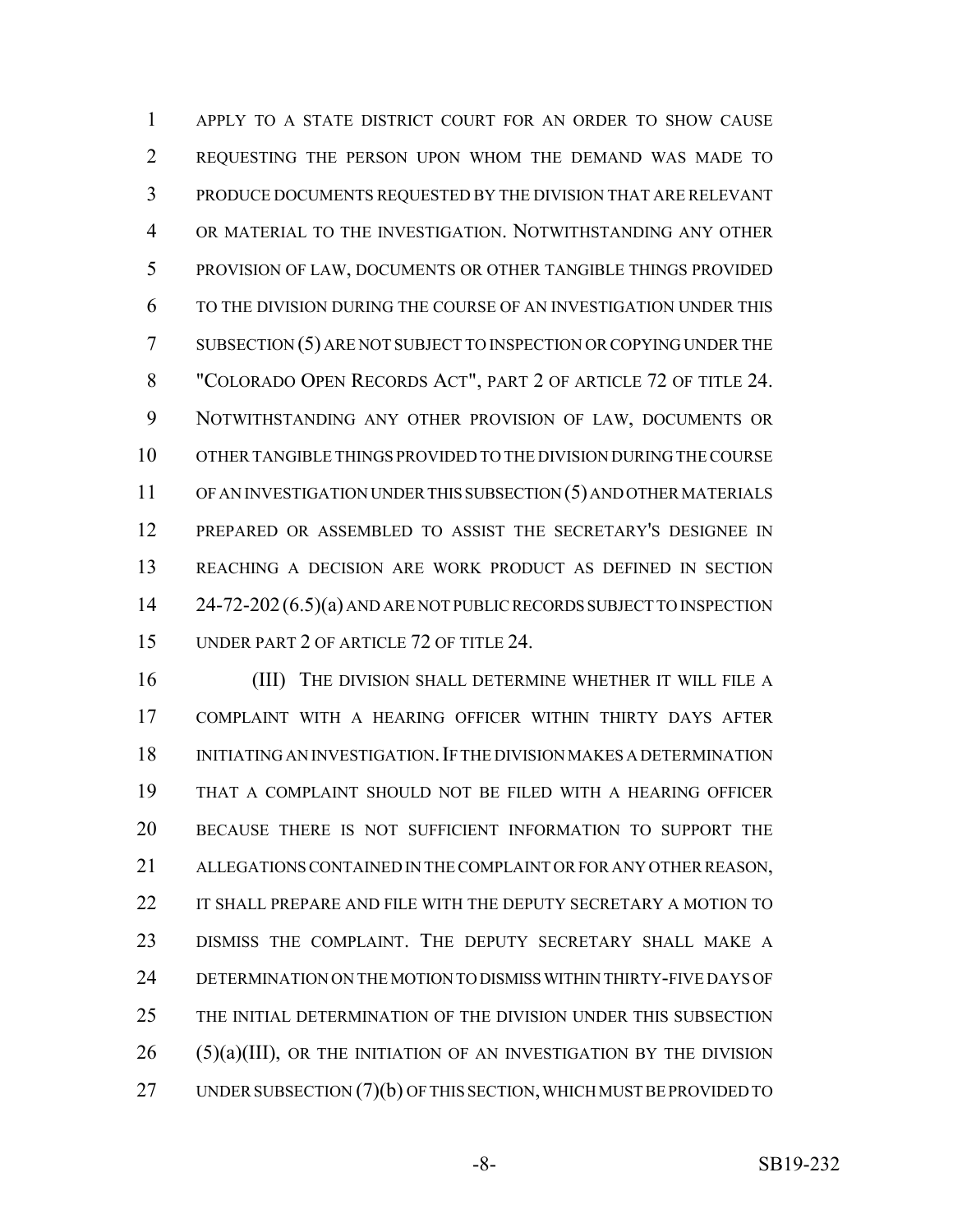APPLY TO A STATE DISTRICT COURT FOR AN ORDER TO SHOW CAUSE REQUESTING THE PERSON UPON WHOM THE DEMAND WAS MADE TO PRODUCE DOCUMENTS REQUESTED BY THE DIVISION THAT ARE RELEVANT OR MATERIAL TO THE INVESTIGATION. NOTWITHSTANDING ANY OTHER PROVISION OF LAW, DOCUMENTS OR OTHER TANGIBLE THINGS PROVIDED TO THE DIVISION DURING THE COURSE OF AN INVESTIGATION UNDER THIS SUBSECTION (5) ARE NOT SUBJECT TO INSPECTION OR COPYING UNDER THE "COLORADO OPEN RECORDS ACT", PART 2 OF ARTICLE 72 OF TITLE 24. NOTWITHSTANDING ANY OTHER PROVISION OF LAW, DOCUMENTS OR OTHER TANGIBLE THINGS PROVIDED TO THE DIVISION DURING THE COURSE OF AN INVESTIGATION UNDER THIS SUBSECTION (5) AND OTHER MATERIALS PREPARED OR ASSEMBLED TO ASSIST THE SECRETARY'S DESIGNEE IN REACHING A DECISION ARE WORK PRODUCT AS DEFINED IN SECTION 24-72-202 (6.5)(a) AND ARE NOT PUBLIC RECORDS SUBJECT TO INSPECTION UNDER PART 2 OF ARTICLE 72 OF TITLE 24.

(III) THE DIVISION SHALL DETERMINE WHETHER IT WILL FILE A COMPLAINT WITH A HEARING OFFICER WITHIN THIRTY DAYS AFTER INITIATING AN INVESTIGATION. IF THE DIVISION MAKES A DETERMINATION THAT A COMPLAINT SHOULD NOT BE FILED WITH A HEARING OFFICER BECAUSE THERE IS NOT SUFFICIENT INFORMATION TO SUPPORT THE ALLEGATIONS CONTAINED IN THE COMPLAINT OR FOR ANY OTHER REASON, IT SHALL PREPARE AND FILE WITH THE DEPUTY SECRETARY A MOTION TO DISMISS THE COMPLAINT. THE DEPUTY SECRETARY SHALL MAKE A DETERMINATION ON THE MOTION TO DISMISS WITHIN THIRTY-FIVE DAYS OF THE INITIAL DETERMINATION OF THE DIVISION UNDER THIS SUBSECTION (5)(a)(III), OR THE INITIATION OF AN INVESTIGATION BY THE DIVISION UNDER SUBSECTION (7)(b) OF THIS SECTION, WHICH MUST BE PROVIDED TO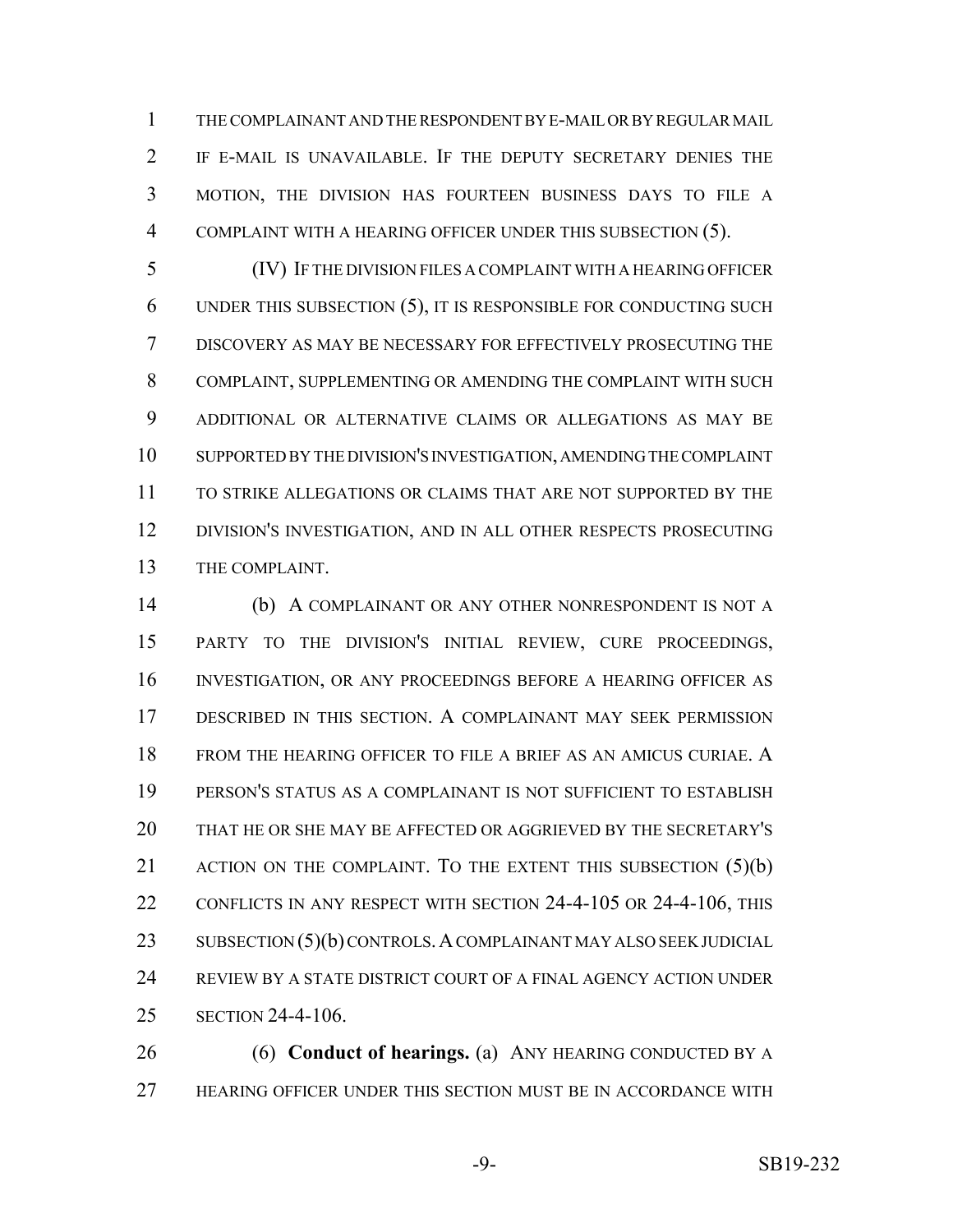THE COMPLAINANT AND THE RESPONDENT BY E-MAIL OR BY REGULAR MAIL IF E-MAIL IS UNAVAILABLE. IF THE DEPUTY SECRETARY DENIES THE MOTION, THE DIVISION HAS FOURTEEN BUSINESS DAYS TO FILE A COMPLAINT WITH A HEARING OFFICER UNDER THIS SUBSECTION (5).

(IV) IF THE DIVISION FILES A COMPLAINT WITH A HEARING OFFICER UNDER THIS SUBSECTION (5), IT IS RESPONSIBLE FOR CONDUCTING SUCH DISCOVERY AS MAY BE NECESSARY FOR EFFECTIVELY PROSECUTING THE COMPLAINT, SUPPLEMENTING OR AMENDING THE COMPLAINT WITH SUCH ADDITIONAL OR ALTERNATIVE CLAIMS OR ALLEGATIONS AS MAY BE SUPPORTED BY THE DIVISION'S INVESTIGATION, AMENDING THE COMPLAINT TO STRIKE ALLEGATIONS OR CLAIMS THAT ARE NOT SUPPORTED BY THE DIVISION'S INVESTIGATION, AND IN ALL OTHER RESPECTS PROSECUTING THE COMPLAINT.

(b) A COMPLAINANT OR ANY OTHER NONRESPONDENT IS NOT A PARTY TO THE DIVISION'S INITIAL REVIEW, CURE PROCEEDINGS, INVESTIGATION, OR ANY PROCEEDINGS BEFORE A HEARING OFFICER AS DESCRIBED IN THIS SECTION. A COMPLAINANT MAY SEEK PERMISSION FROM THE HEARING OFFICER TO FILE A BRIEF AS AN AMICUS CURIAE. A PERSON'S STATUS AS A COMPLAINANT IS NOT SUFFICIENT TO ESTABLISH THAT HE OR SHE MAY BE AFFECTED OR AGGRIEVED BY THE SECRETARY'S ACTION ON THE COMPLAINT. TO THE EXTENT THIS SUBSECTION (5)(b) CONFLICTS IN ANY RESPECT WITH SECTION 24-4-105 OR 24-4-106, THIS SUBSECTION (5)(b) CONTROLS. A COMPLAINANT MAY ALSO SEEK JUDICIAL REVIEW BY A STATE DISTRICT COURT OF A FINAL AGENCY ACTION UNDER SECTION 24-4-106.

(6) **Conduct of hearings.** (a) ANY HEARING CONDUCTED BY A HEARING OFFICER UNDER THIS SECTION MUST BE IN ACCORDANCE WITH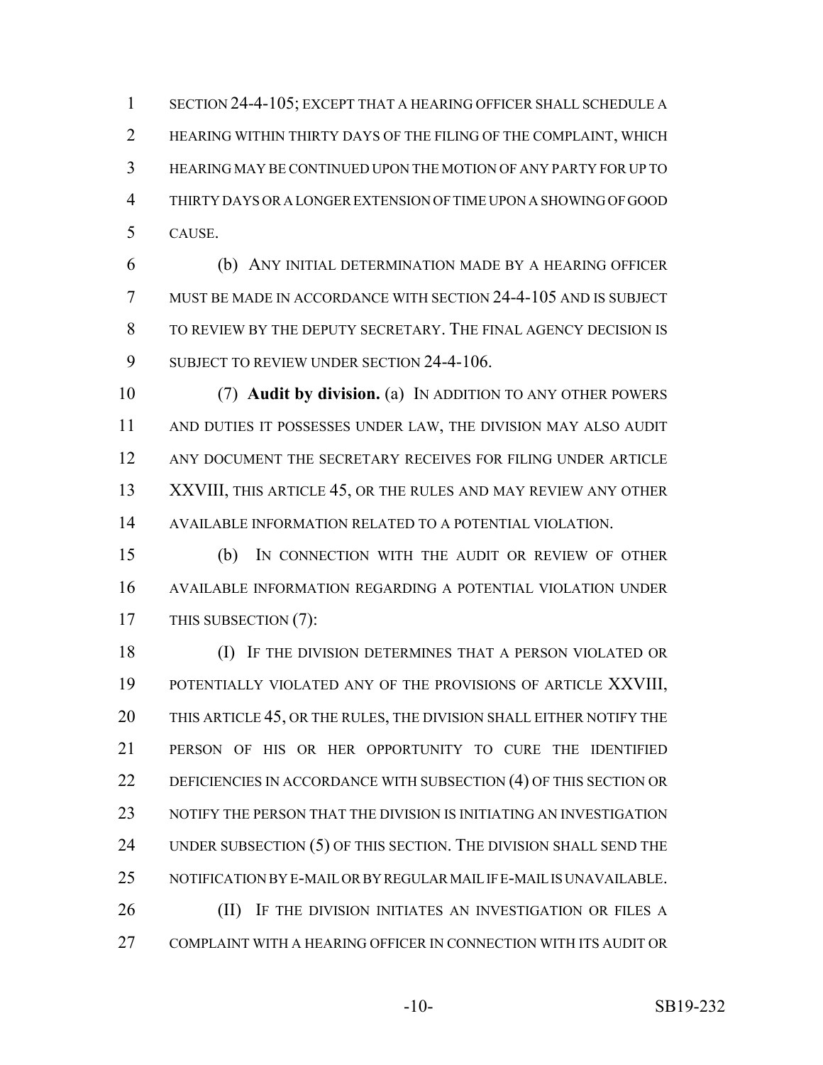SECTION 24-4-105; EXCEPT THAT A HEARING OFFICER SHALL SCHEDULE A HEARING WITHIN THIRTY DAYS OF THE FILING OF THE COMPLAINT, WHICH HEARING MAY BE CONTINUED UPON THE MOTION OF ANY PARTY FOR UP TO THIRTY DAYS OR A LONGER EXTENSION OF TIME UPON A SHOWING OF GOOD CAUSE.

(b) ANY INITIAL DETERMINATION MADE BY A HEARING OFFICER MUST BE MADE IN ACCORDANCE WITH SECTION 24-4-105 AND IS SUBJECT TO REVIEW BY THE DEPUTY SECRETARY. THE FINAL AGENCY DECISION IS SUBJECT TO REVIEW UNDER SECTION 24-4-106.

(7) **Audit by division.** (a) IN ADDITION TO ANY OTHER POWERS AND DUTIES IT POSSESSES UNDER LAW, THE DIVISION MAY ALSO AUDIT ANY DOCUMENT THE SECRETARY RECEIVES FOR FILING UNDER ARTICLE XXVIII, THIS ARTICLE 45, OR THE RULES AND MAY REVIEW ANY OTHER AVAILABLE INFORMATION RELATED TO A POTENTIAL VIOLATION.

(b) IN CONNECTION WITH THE AUDIT OR REVIEW OF OTHER AVAILABLE INFORMATION REGARDING A POTENTIAL VIOLATION UNDER THIS SUBSECTION (7):

(I) IF THE DIVISION DETERMINES THAT A PERSON VIOLATED OR POTENTIALLY VIOLATED ANY OF THE PROVISIONS OF ARTICLE XXVIII, THIS ARTICLE 45, OR THE RULES, THE DIVISION SHALL EITHER NOTIFY THE PERSON OF HIS OR HER OPPORTUNITY TO CURE THE IDENTIFIED DEFICIENCIES IN ACCORDANCE WITH SUBSECTION (4) OF THIS SECTION OR NOTIFY THE PERSON THAT THE DIVISION IS INITIATING AN INVESTIGATION UNDER SUBSECTION (5) OF THIS SECTION. THE DIVISION SHALL SEND THE NOTIFICATION BY E-MAIL OR BY REGULAR MAIL IF E-MAIL IS UNAVAILABLE.

(II) IF THE DIVISION INITIATES AN INVESTIGATION OR FILES A COMPLAINT WITH A HEARING OFFICER IN CONNECTION WITH ITS AUDIT OR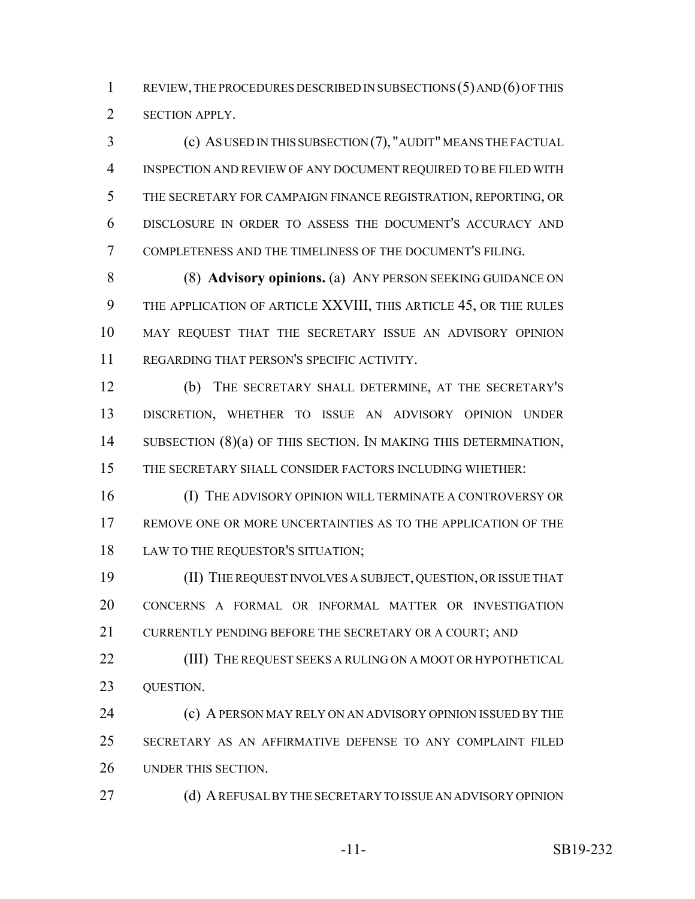REVIEW, THE PROCEDURES DESCRIBED IN SUBSECTIONS (5) AND (6) OF THIS SECTION APPLY.

(c) AS USED IN THIS SUBSECTION (7), "AUDIT" MEANS THE FACTUAL INSPECTION AND REVIEW OF ANY DOCUMENT REQUIRED TO BE FILED WITH THE SECRETARY FOR CAMPAIGN FINANCE REGISTRATION, REPORTING, OR DISCLOSURE IN ORDER TO ASSESS THE DOCUMENT'S ACCURACY AND COMPLETENESS AND THE TIMELINESS OF THE DOCUMENT'S FILING.

(8) **Advisory opinions.** (a) ANY PERSON SEEKING GUIDANCE ON THE APPLICATION OF ARTICLE XXVIII, THIS ARTICLE 45, OR THE RULES MAY REQUEST THAT THE SECRETARY ISSUE AN ADVISORY OPINION REGARDING THAT PERSON'S SPECIFIC ACTIVITY.

(b) THE SECRETARY SHALL DETERMINE, AT THE SECRETARY'S DISCRETION, WHETHER TO ISSUE AN ADVISORY OPINION UNDER SUBSECTION (8)(a) OF THIS SECTION. IN MAKING THIS DETERMINATION, THE SECRETARY SHALL CONSIDER FACTORS INCLUDING WHETHER:

(I) THE ADVISORY OPINION WILL TERMINATE A CONTROVERSY OR REMOVE ONE OR MORE UNCERTAINTIES AS TO THE APPLICATION OF THE LAW TO THE REQUESTOR'S SITUATION;

(II) THE REQUEST INVOLVES A SUBJECT, QUESTION, OR ISSUE THAT CONCERNS A FORMAL OR INFORMAL MATTER OR INVESTIGATION CURRENTLY PENDING BEFORE THE SECRETARY OR A COURT; AND

(III) THE REQUEST SEEKS A RULING ON A MOOT OR HYPOTHETICAL QUESTION.

(c) A PERSON MAY RELY ON AN ADVISORY OPINION ISSUED BY THE SECRETARY AS AN AFFIRMATIVE DEFENSE TO ANY COMPLAINT FILED UNDER THIS SECTION.

(d) A REFUSAL BY THE SECRETARY TO ISSUE AN ADVISORY OPINION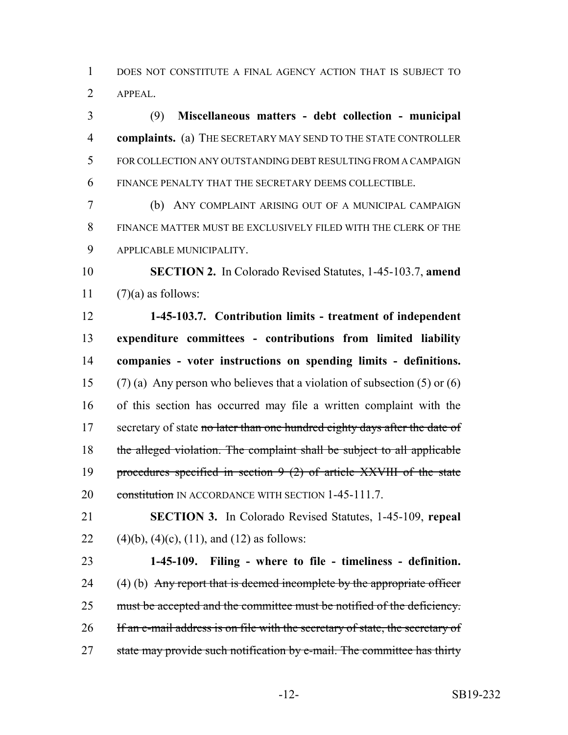DOES NOT CONSTITUTE A FINAL AGENCY ACTION THAT IS SUBJECT TO APPEAL.

(9) **Miscellaneous matters - debt collection - municipal complaints.** (a) THE SECRETARY MAY SEND TO THE STATE CONTROLLER FOR COLLECTION ANY OUTSTANDING DEBT RESULTING FROM A CAMPAIGN FINANCE PENALTY THAT THE SECRETARY DEEMS COLLECTIBLE.

(b) ANY COMPLAINT ARISING OUT OF A MUNICIPAL CAMPAIGN FINANCE MATTER MUST BE EXCLUSIVELY FILED WITH THE CLERK OF THE APPLICABLE MUNICIPALITY.

**SECTION 2.** In Colorado Revised Statutes, 1-45-103.7, **amend** (7)(a) as follows:

**1-45-103.7. Contribution limits - treatment of independent expenditure committees - contributions from limited liability companies - voter instructions on spending limits - definitions.** (7) (a) Any person who believes that a violation of subsection (5) or (6) of this section has occurred may file a written complaint with the secretary of state ~~no later than one hundred eighty days after the date of the alleged violation. The complaint shall be subject to all applicable procedures specified in section 9 (2) of article XXVIII of the state constitution~~ IN ACCORDANCE WITH SECTION 1-45-111.7.

**SECTION 3.** In Colorado Revised Statutes, 1-45-109, **repeal** (4)(b), (4)(c), (11), and (12) as follows:

**1-45-109. Filing - where to file - timeliness - definition.** (4) (b) ~~Any report that is deemed incomplete by the appropriate officer must be accepted and the committee must be notified of the deficiency. If an e-mail address is on file with the secretary of state, the secretary of state may provide such notification by e-mail. The committee has thirty~~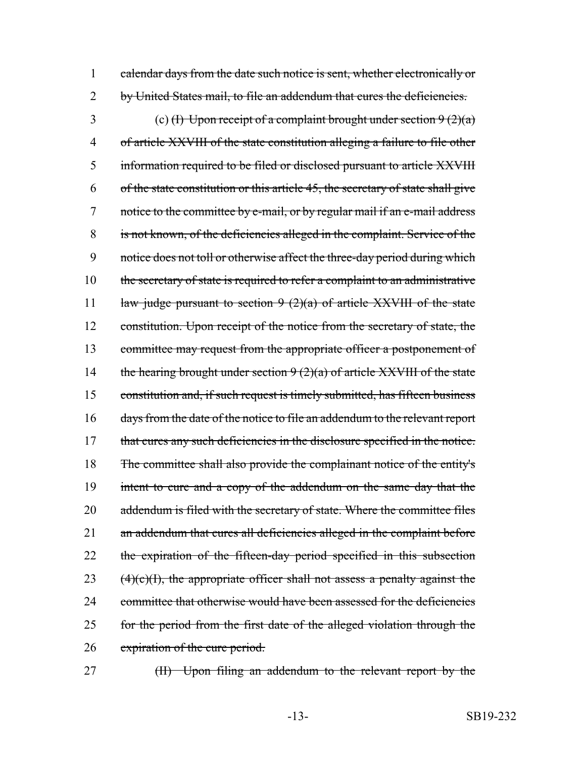~~calendar days from the date such notice is sent, whether electronically or by United States mail, to file an addendum that cures the deficiencies.~~

(c) ~~(I) Upon receipt of a complaint brought under section 9 (2)(a) of article XXVIII of the state constitution alleging a failure to file other information required to be filed or disclosed pursuant to article XXVIII of the state constitution or this article 45, the secretary of state shall give notice to the committee by e-mail, or by regular mail if an e-mail address is not known, of the deficiencies alleged in the complaint. Service of the notice does not toll or otherwise affect the three-day period during which the secretary of state is required to refer a complaint to an administrative law judge pursuant to section 9 (2)(a) of article XXVIII of the state constitution. Upon receipt of the notice from the secretary of state, the committee may request from the appropriate officer a postponement of the hearing brought under section 9 (2)(a) of article XXVIII of the state constitution and, if such request is timely submitted, has fifteen business days from the date of the notice to file an addendum to the relevant report that cures any such deficiencies in the disclosure specified in the notice. The committee shall also provide the complainant notice of the entity's intent to cure and a copy of the addendum on the same day that the addendum is filed with the secretary of state. Where the committee files an addendum that cures all deficiencies alleged in the complaint before the expiration of the fifteen-day period specified in this subsection (4)(c)(I), the appropriate officer shall not assess a penalty against the committee that otherwise would have been assessed for the deficiencies for the period from the first date of the alleged violation through the expiration of the cure period.~~

~~(II) Upon filing an addendum to the relevant report by the~~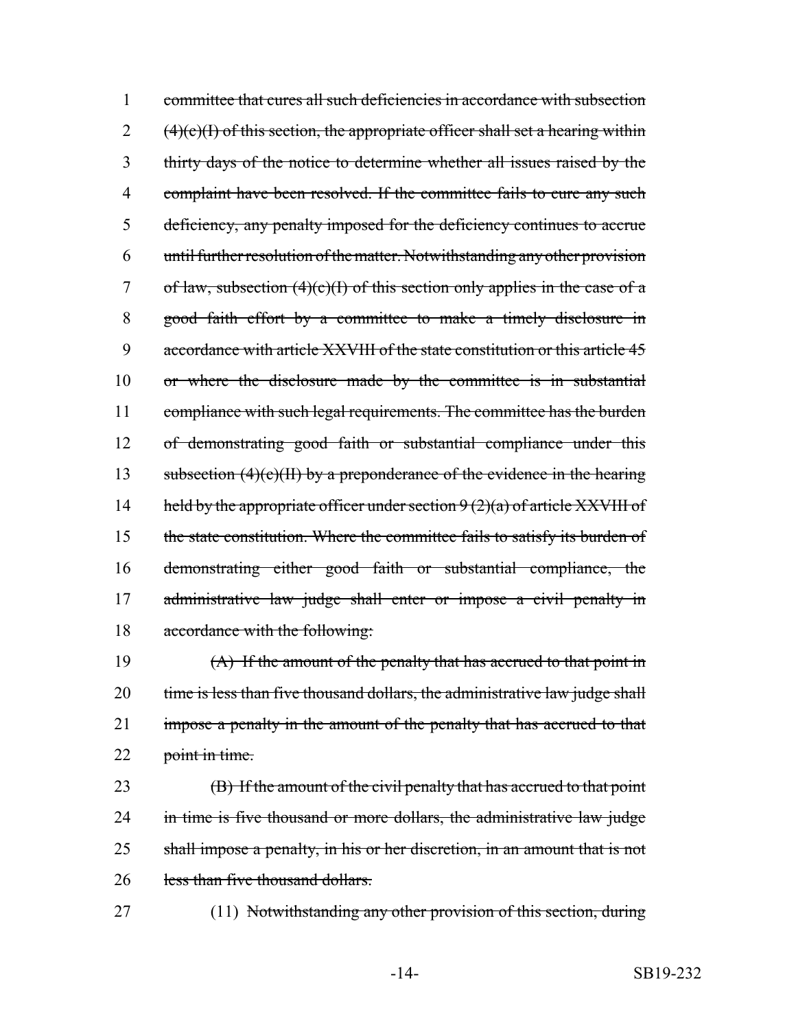committee that cures all such deficiencies in accordance with subsection (4)(c)(I) of this section, the appropriate officer shall set a hearing within thirty days of the notice to determine whether all issues raised by the complaint have been resolved. If the committee fails to cure any such deficiency, any penalty imposed for the deficiency continues to accrue until further resolution of the matter. Notwithstanding any other provision of law, subsection (4)(c)(I) of this section only applies in the case of a good faith effort by a committee to make a timely disclosure in accordance with article XXVIII of the state constitution or this article 45 or where the disclosure made by the committee is in substantial compliance with such legal requirements. The committee has the burden of demonstrating good faith or substantial compliance under this subsection (4)(c)(II) by a preponderance of the evidence in the hearing held by the appropriate officer under section 9 (2)(a) of article XXVIII of the state constitution. Where the committee fails to satisfy its burden of demonstrating either good faith or substantial compliance, the administrative law judge shall enter or impose a civil penalty in accordance with the following:

(A) If the amount of the penalty that has accrued to that point in time is less than five thousand dollars, the administrative law judge shall impose a penalty in the amount of the penalty that has accrued to that point in time.

(B) If the amount of the civil penalty that has accrued to that point in time is five thousand or more dollars, the administrative law judge shall impose a penalty, in his or her discretion, in an amount that is not less than five thousand dollars.

(11) Notwithstanding any other provision of this section, during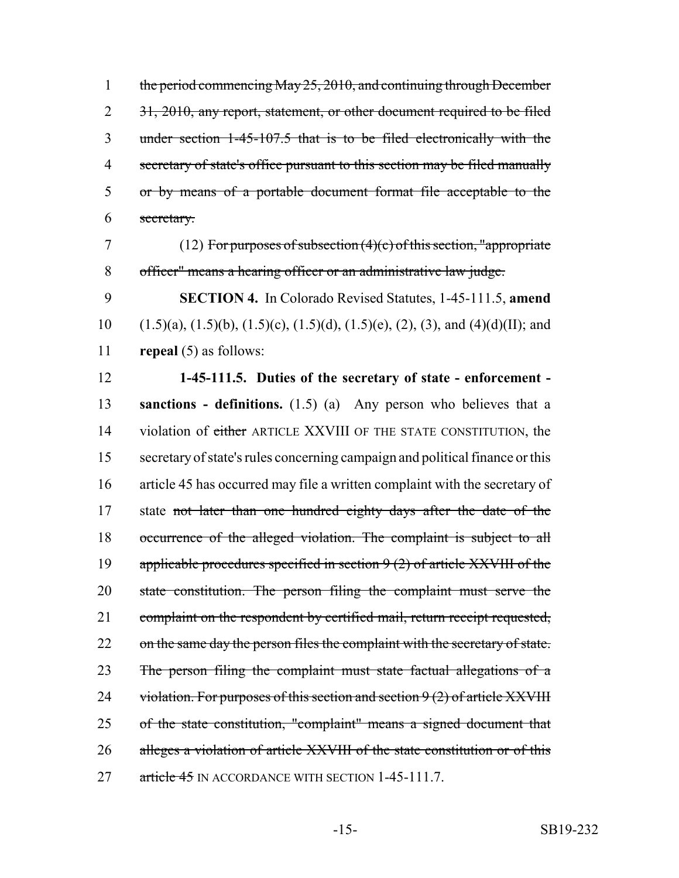1 ~~the period commencing May 25, 2010, and continuing through December~~
2 ~~31, 2010, any report, statement, or other document required to be filed~~
3 ~~under section 1-45-107.5 that is to be filed electronically with the~~
4 ~~secretary of state's office pursuant to this section may be filed manually~~
5 ~~or by means of a portable document format file acceptable to the~~
6 ~~secretary.~~

7 (12) ~~For purposes of subsection (4)(c) of this section, "appropriate~~
8 ~~officer" means a hearing officer or an administrative law judge.~~

9 **SECTION 4.** In Colorado Revised Statutes, 1-45-111.5, **amend**
10 (1.5)(a), (1.5)(b), (1.5)(c), (1.5)(d), (1.5)(e), (2), (3), and (4)(d)(II); and
11 **repeal** (5) as follows:

12 **1-45-111.5. Duties of the secretary of state - enforcement -**
13 **sanctions - definitions.** (1.5) (a) Any person who believes that a
14 violation of ~~either~~ ARTICLE XXVIII OF THE STATE CONSTITUTION, the
15 secretary of state's rules concerning campaign and political finance or this
16 article 45 has occurred may file a written complaint with the secretary of
17 state ~~not later than one hundred eighty days after the date of the~~
18 ~~occurrence of the alleged violation. The complaint is subject to all~~
19 ~~applicable procedures specified in section 9 (2) of article XXVIII of the~~
20 ~~state constitution. The person filing the complaint must serve the~~
21 ~~complaint on the respondent by certified mail, return receipt requested,~~
22 ~~on the same day the person files the complaint with the secretary of state.~~
23 ~~The person filing the complaint must state factual allegations of a~~
24 ~~violation. For purposes of this section and section 9 (2) of article XXVIII~~
25 ~~of the state constitution, "complaint" means a signed document that~~
26 ~~alleges a violation of article XXVIII of the state constitution or of this~~
27 ~~article 45~~ IN ACCORDANCE WITH SECTION 1-45-111.7.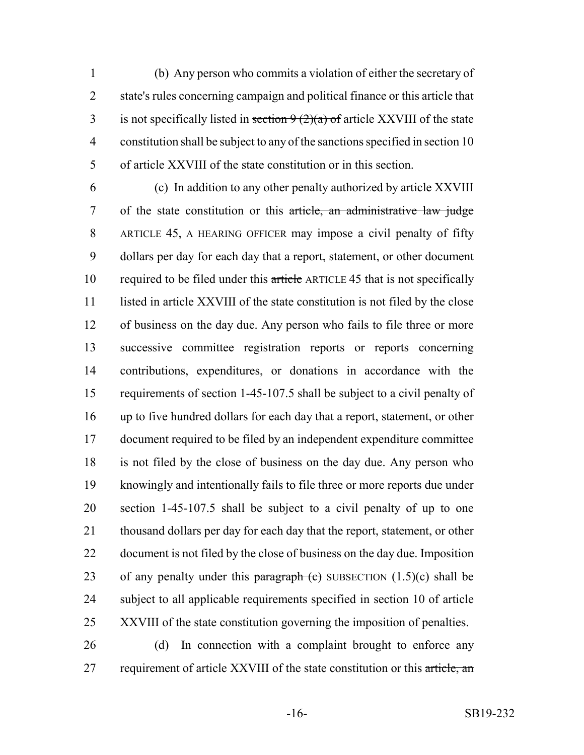(b) Any person who commits a violation of either the secretary of state's rules concerning campaign and political finance or this article that is not specifically listed in ~~section 9 (2)(a) of~~ article XXVIII of the state constitution shall be subject to any of the sanctions specified in section 10 of article XXVIII of the state constitution or in this section.

(c) In addition to any other penalty authorized by article XXVIII of the state constitution or this ~~article, an administrative law judge~~ ARTICLE 45, A HEARING OFFICER may impose a civil penalty of fifty dollars per day for each day that a report, statement, or other document required to be filed under this ~~article~~ ARTICLE 45 that is not specifically listed in article XXVIII of the state constitution is not filed by the close of business on the day due. Any person who fails to file three or more successive committee registration reports or reports concerning contributions, expenditures, or donations in accordance with the requirements of section 1-45-107.5 shall be subject to a civil penalty of up to five hundred dollars for each day that a report, statement, or other document required to be filed by an independent expenditure committee is not filed by the close of business on the day due. Any person who knowingly and intentionally fails to file three or more reports due under section 1-45-107.5 shall be subject to a civil penalty of up to one thousand dollars per day for each day that the report, statement, or other document is not filed by the close of business on the day due. Imposition of any penalty under this ~~paragraph (c)~~ SUBSECTION (1.5)(c) shall be subject to all applicable requirements specified in section 10 of article XXVIII of the state constitution governing the imposition of penalties.

(d) In connection with a complaint brought to enforce any requirement of article XXVIII of the state constitution or this ~~article, an~~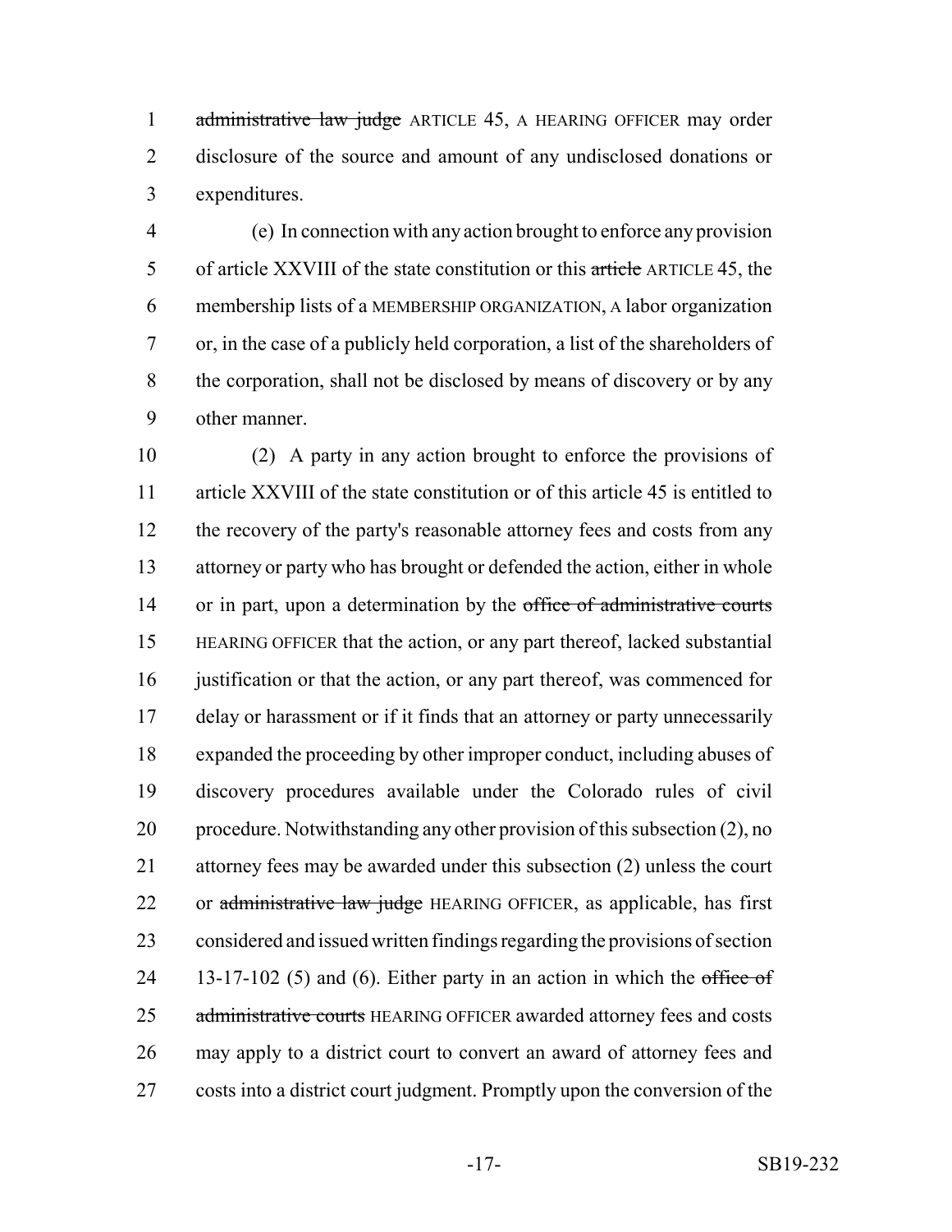~~administrative law judge~~ ARTICLE 45, A HEARING OFFICER may order disclosure of the source and amount of any undisclosed donations or expenditures.

(e) In connection with any action brought to enforce any provision of article XXVIII of the state constitution or this ~~article~~ ARTICLE 45, the membership lists of a MEMBERSHIP ORGANIZATION, A labor organization or, in the case of a publicly held corporation, a list of the shareholders of the corporation, shall not be disclosed by means of discovery or by any other manner.

(2) A party in any action brought to enforce the provisions of article XXVIII of the state constitution or of this article 45 is entitled to the recovery of the party's reasonable attorney fees and costs from any attorney or party who has brought or defended the action, either in whole or in part, upon a determination by the ~~office of administrative courts~~ HEARING OFFICER that the action, or any part thereof, lacked substantial justification or that the action, or any part thereof, was commenced for delay or harassment or if it finds that an attorney or party unnecessarily expanded the proceeding by other improper conduct, including abuses of discovery procedures available under the Colorado rules of civil procedure. Notwithstanding any other provision of this subsection (2), no attorney fees may be awarded under this subsection (2) unless the court or ~~administrative law judge~~ HEARING OFFICER, as applicable, has first considered and issued written findings regarding the provisions of section 13-17-102 (5) and (6). Either party in an action in which the ~~office of administrative courts~~ HEARING OFFICER awarded attorney fees and costs may apply to a district court to convert an award of attorney fees and costs into a district court judgment. Promptly upon the conversion of the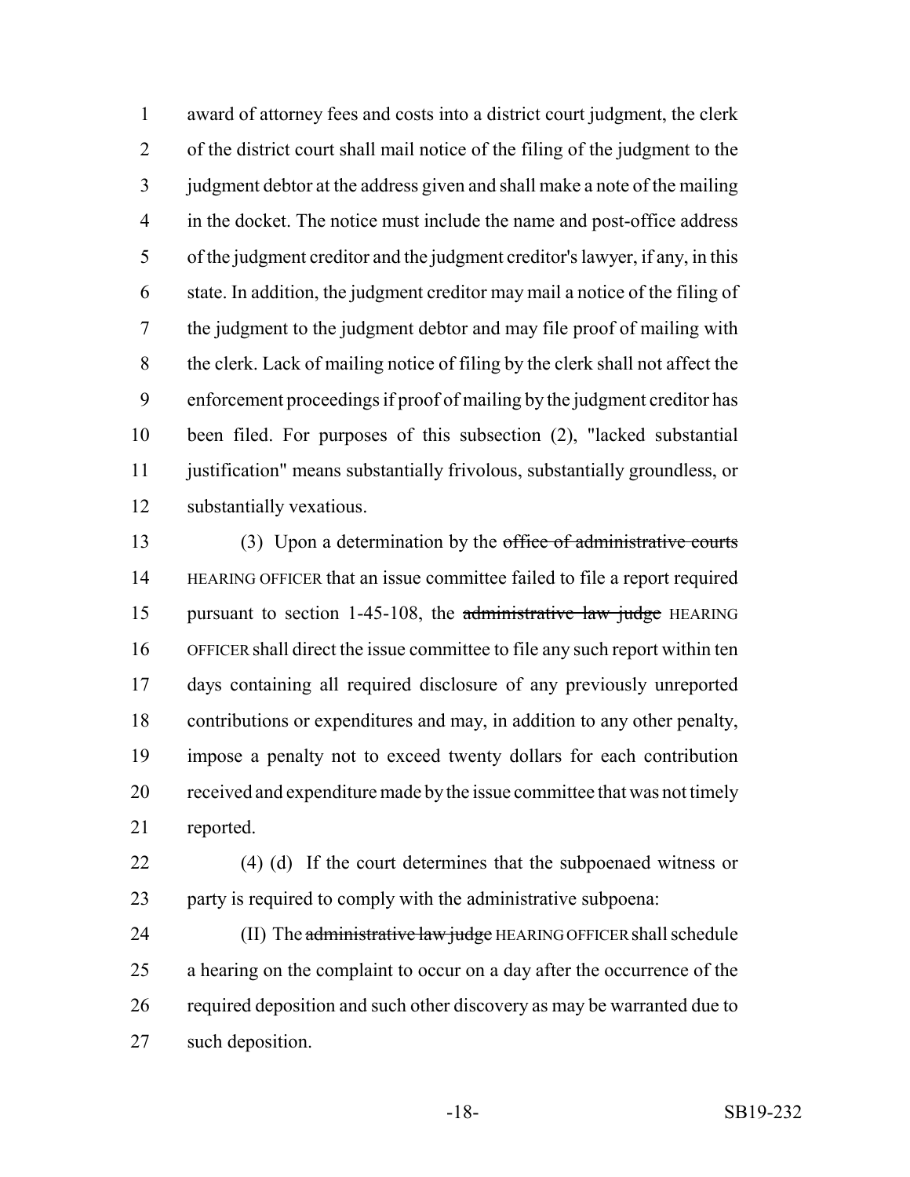award of attorney fees and costs into a district court judgment, the clerk of the district court shall mail notice of the filing of the judgment to the judgment debtor at the address given and shall make a note of the mailing in the docket. The notice must include the name and post-office address of the judgment creditor and the judgment creditor's lawyer, if any, in this state. In addition, the judgment creditor may mail a notice of the filing of the judgment to the judgment debtor and may file proof of mailing with the clerk. Lack of mailing notice of filing by the clerk shall not affect the enforcement proceedings if proof of mailing by the judgment creditor has been filed. For purposes of this subsection (2), "lacked substantial justification" means substantially frivolous, substantially groundless, or substantially vexatious.

(3) Upon a determination by the ~~office of administrative courts~~ HEARING OFFICER that an issue committee failed to file a report required pursuant to section 1-45-108, the ~~administrative law judge~~ HEARING OFFICER shall direct the issue committee to file any such report within ten days containing all required disclosure of any previously unreported contributions or expenditures and may, in addition to any other penalty, impose a penalty not to exceed twenty dollars for each contribution received and expenditure made by the issue committee that was not timely reported.

(4) (d) If the court determines that the subpoenaed witness or party is required to comply with the administrative subpoena:

(II) The ~~administrative law judge~~ HEARING OFFICER shall schedule a hearing on the complaint to occur on a day after the occurrence of the required deposition and such other discovery as may be warranted due to such deposition.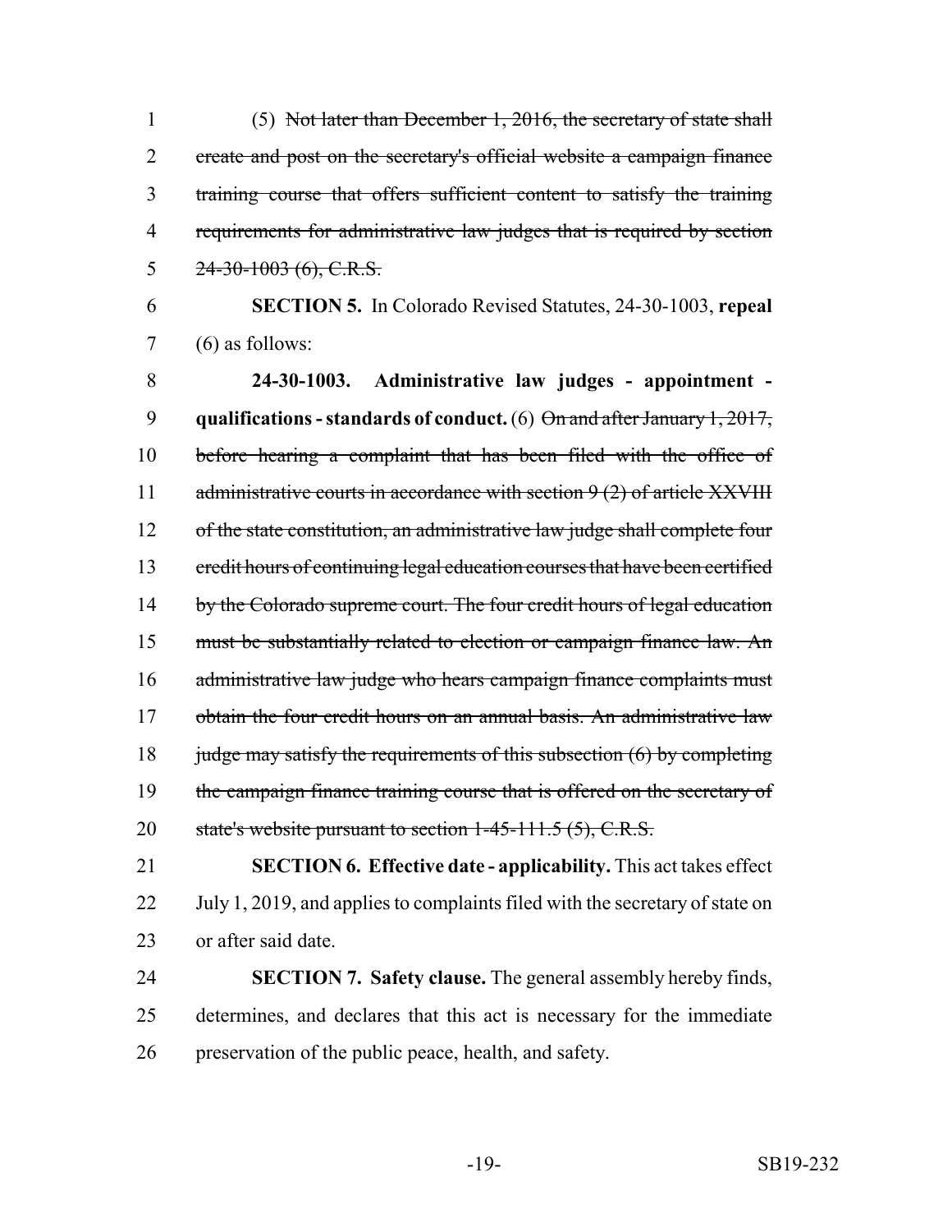(5) ~~Not later than December 1, 2016, the secretary of state shall create and post on the secretary's official website a campaign finance training course that offers sufficient content to satisfy the training requirements for administrative law judges that is required by section 24-30-1003 (6), C.R.S.~~

**SECTION 5.** In Colorado Revised Statutes, 24-30-1003, **repeal** (6) as follows:

**24-30-1003. Administrative law judges - appointment - qualifications - standards of conduct.** (6) ~~On and after January 1, 2017, before hearing a complaint that has been filed with the office of administrative courts in accordance with section 9 (2) of article XXVIII of the state constitution, an administrative law judge shall complete four credit hours of continuing legal education courses that have been certified by the Colorado supreme court. The four credit hours of legal education must be substantially related to election or campaign finance law. An administrative law judge who hears campaign finance complaints must obtain the four credit hours on an annual basis. An administrative law judge may satisfy the requirements of this subsection (6) by completing the campaign finance training course that is offered on the secretary of state's website pursuant to section 1-45-111.5 (5), C.R.S.~~

**SECTION 6. Effective date - applicability.** This act takes effect July 1, 2019, and applies to complaints filed with the secretary of state on or after said date.

**SECTION 7. Safety clause.** The general assembly hereby finds, determines, and declares that this act is necessary for the immediate preservation of the public peace, health, and safety.